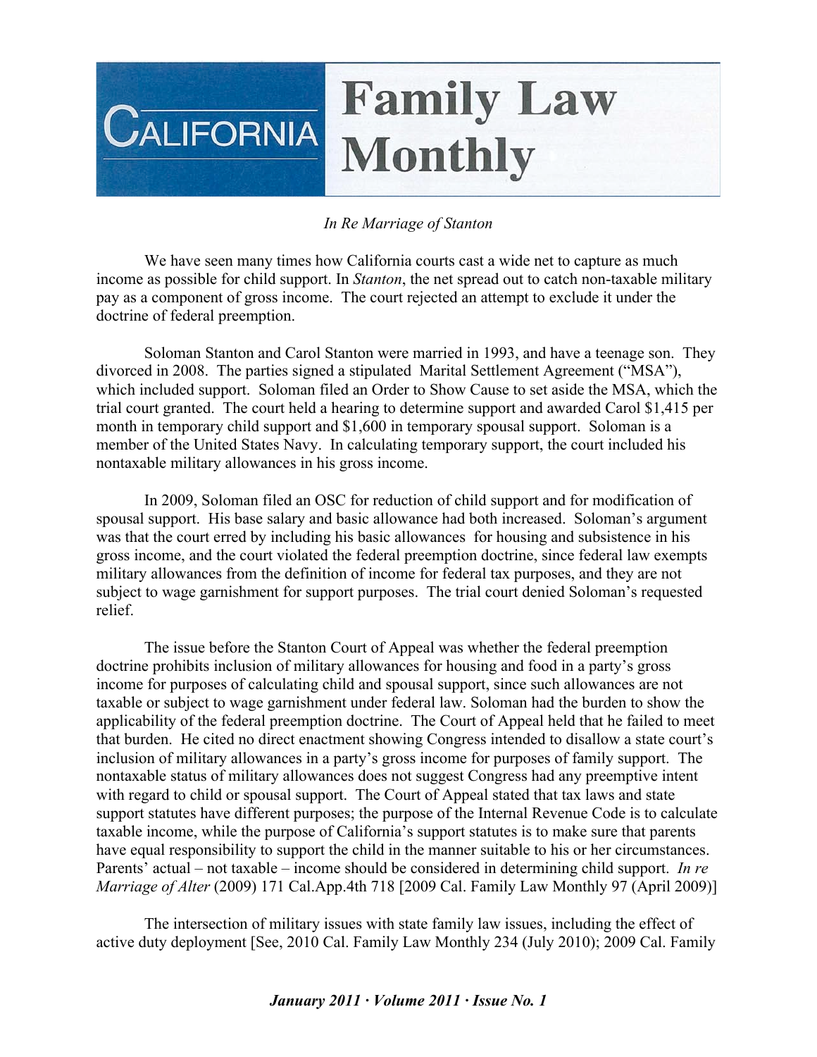# California Family Law Monthly

*In Re Marriage of Stanton*

We have seen many times how California courts cast a wide net to capture as much income as possible for child support. In *Stanton*, the net spread out to catch non-taxable military pay as a component of gross income. The court rejected an attempt to exclude it under the doctrine of federal preemption.

Soloman Stanton and Carol Stanton were married in 1993, and have a teenage son. They divorced in 2008. The parties signed a stipulated Marital Settlement Agreement ("MSA"), which included support. Soloman filed an Order to Show Cause to set aside the MSA, which the trial court granted. The court held a hearing to determine support and awarded Carol $1,415 per month in temporary child support and $1,600 in temporary spousal support. Soloman is a member of the United States Navy. In calculating temporary support, the court included his nontaxable military allowances in his gross income.

In 2009, Soloman filed an OSC for reduction of child support and for modification of spousal support. His base salary and basic allowance had both increased. Soloman's argument was that the court erred by including his basic allowances for housing and subsistence in his gross income, and the court violated the federal preemption doctrine, since federal law exempts military allowances from the definition of income for federal tax purposes, and they are not subject to wage garnishment for support purposes. The trial court denied Soloman's requested relief.

The issue before the Stanton Court of Appeal was whether the federal preemption doctrine prohibits inclusion of military allowances for housing and food in a party's gross income for purposes of calculating child and spousal support, since such allowances are not taxable or subject to wage garnishment under federal law. Soloman had the burden to show the applicability of the federal preemption doctrine. The Court of Appeal held that he failed to meet that burden. He cited no direct enactment showing Congress intended to disallow a state court's inclusion of military allowances in a party's gross income for purposes of family support. The nontaxable status of military allowances does not suggest Congress had any preemptive intent with regard to child or spousal support. The Court of Appeal stated that tax laws and state support statutes have different purposes; the purpose of the Internal Revenue Code is to calculate taxable income, while the purpose of California's support statutes is to make sure that parents have equal responsibility to support the child in the manner suitable to his or her circumstances. Parents' actual – not taxable – income should be considered in determining child support. *In re Marriage of Alter* (2009) 171 Cal.App.4th 718 [2009 Cal. Family Law Monthly 97 (April 2009)]

The intersection of military issues with state family law issues, including the effect of active duty deployment [See, 2010 Cal. Family Law Monthly 234 (July 2010); 2009 Cal. Family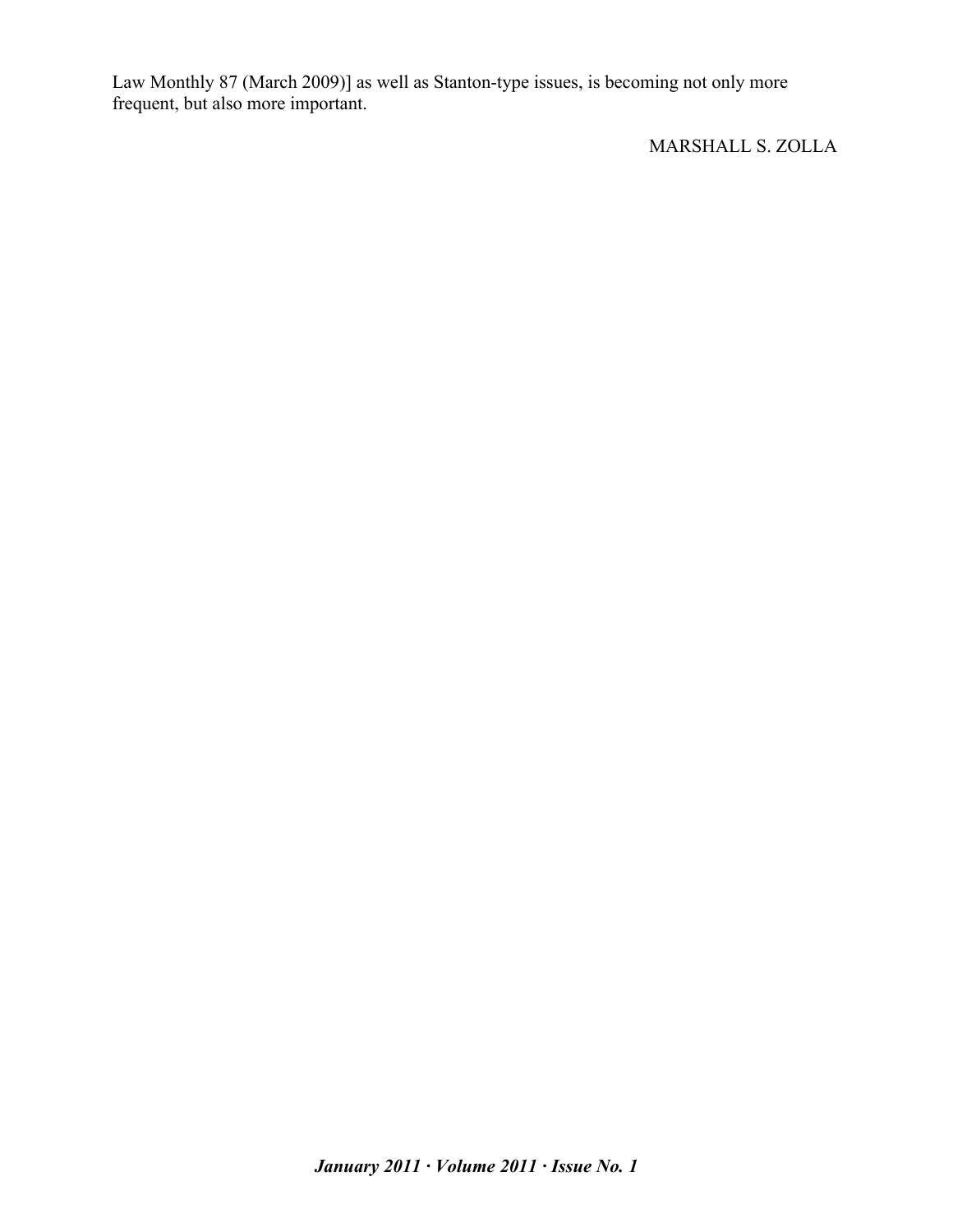Law Monthly 87 (March 2009)] as well as Stanton-type issues, is becoming not only more frequent, but also more important.

MARSHALL S. ZOLLA